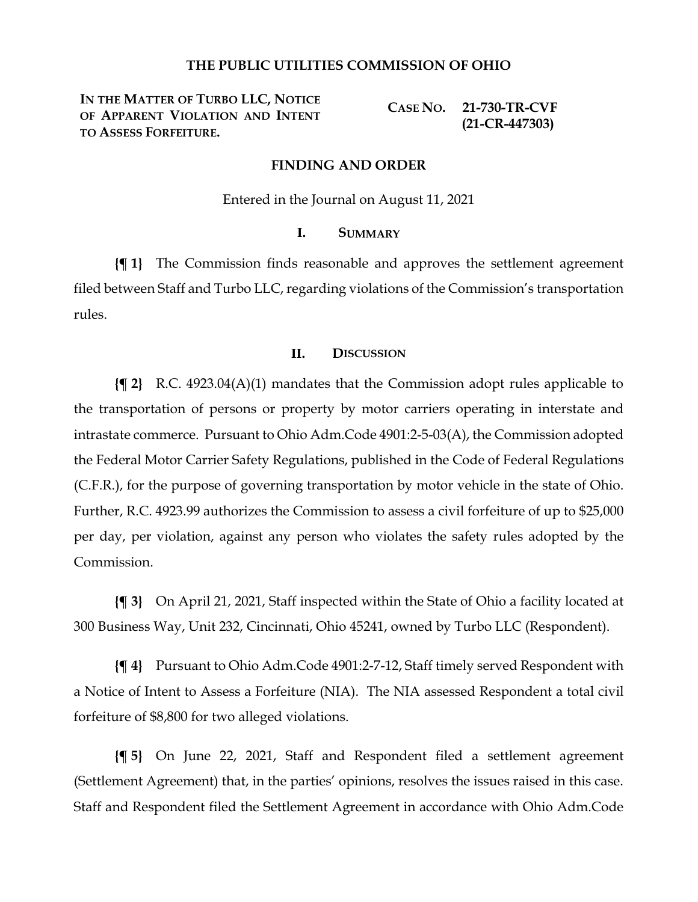# THE PUBLIC UTILITIES COMMISSION OF OHIO

| | |
|---|---|
| **IN THE MATTER OF TURBO LLC, NOTICE OF APPARENT VIOLATION AND INTENT TO ASSESS FORFEITURE.** | **CASE NO. 21-730-TR-CVF (21-CR-447303)** |

## FINDING AND ORDER

Entered in the Journal on August 11, 2021

### I. SUMMARY

**{¶ 1}** The Commission finds reasonable and approves the settlement agreement filed between Staff and Turbo LLC, regarding violations of the Commission's transportation rules.

### II. DISCUSSION

**{¶ 2}** R.C. 4923.04(A)(1) mandates that the Commission adopt rules applicable to the transportation of persons or property by motor carriers operating in interstate and intrastate commerce. Pursuant to Ohio Adm.Code 4901:2-5-03(A), the Commission adopted the Federal Motor Carrier Safety Regulations, published in the Code of Federal Regulations (C.F.R.), for the purpose of governing transportation by motor vehicle in the state of Ohio. Further, R.C. 4923.99 authorizes the Commission to assess a civil forfeiture of up to $25,000 per day, per violation, against any person who violates the safety rules adopted by the Commission.

**{¶ 3}** On April 21, 2021, Staff inspected within the State of Ohio a facility located at 300 Business Way, Unit 232, Cincinnati, Ohio 45241, owned by Turbo LLC (Respondent).

**{¶ 4}** Pursuant to Ohio Adm.Code 4901:2-7-12, Staff timely served Respondent with a Notice of Intent to Assess a Forfeiture (NIA). The NIA assessed Respondent a total civil forfeiture of $8,800 for two alleged violations.

**{¶ 5}** On June 22, 2021, Staff and Respondent filed a settlement agreement (Settlement Agreement) that, in the parties' opinions, resolves the issues raised in this case. Staff and Respondent filed the Settlement Agreement in accordance with Ohio Adm.Code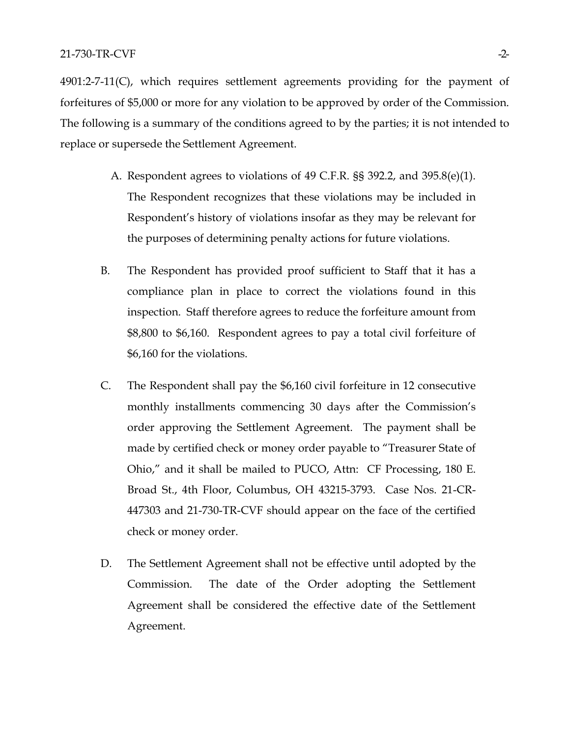4901:2-7-11(C), which requires settlement agreements providing for the payment of forfeitures of $5,000 or more for any violation to be approved by order of the Commission. The following is a summary of the conditions agreed to by the parties; it is not intended to replace or supersede the Settlement Agreement.

A. Respondent agrees to violations of 49 C.F.R. §§ 392.2, and 395.8(e)(1). The Respondent recognizes that these violations may be included in Respondent's history of violations insofar as they may be relevant for the purposes of determining penalty actions for future violations.

B. The Respondent has provided proof sufficient to Staff that it has a compliance plan in place to correct the violations found in this inspection. Staff therefore agrees to reduce the forfeiture amount from $8,800 to $6,160. Respondent agrees to pay a total civil forfeiture of $6,160 for the violations.

C. The Respondent shall pay the $6,160 civil forfeiture in 12 consecutive monthly installments commencing 30 days after the Commission's order approving the Settlement Agreement. The payment shall be made by certified check or money order payable to "Treasurer State of Ohio," and it shall be mailed to PUCO, Attn: CF Processing, 180 E. Broad St., 4th Floor, Columbus, OH 43215-3793. Case Nos. 21-CR-447303 and 21-730-TR-CVF should appear on the face of the certified check or money order.

D. The Settlement Agreement shall not be effective until adopted by the Commission. The date of the Order adopting the Settlement Agreement shall be considered the effective date of the Settlement Agreement.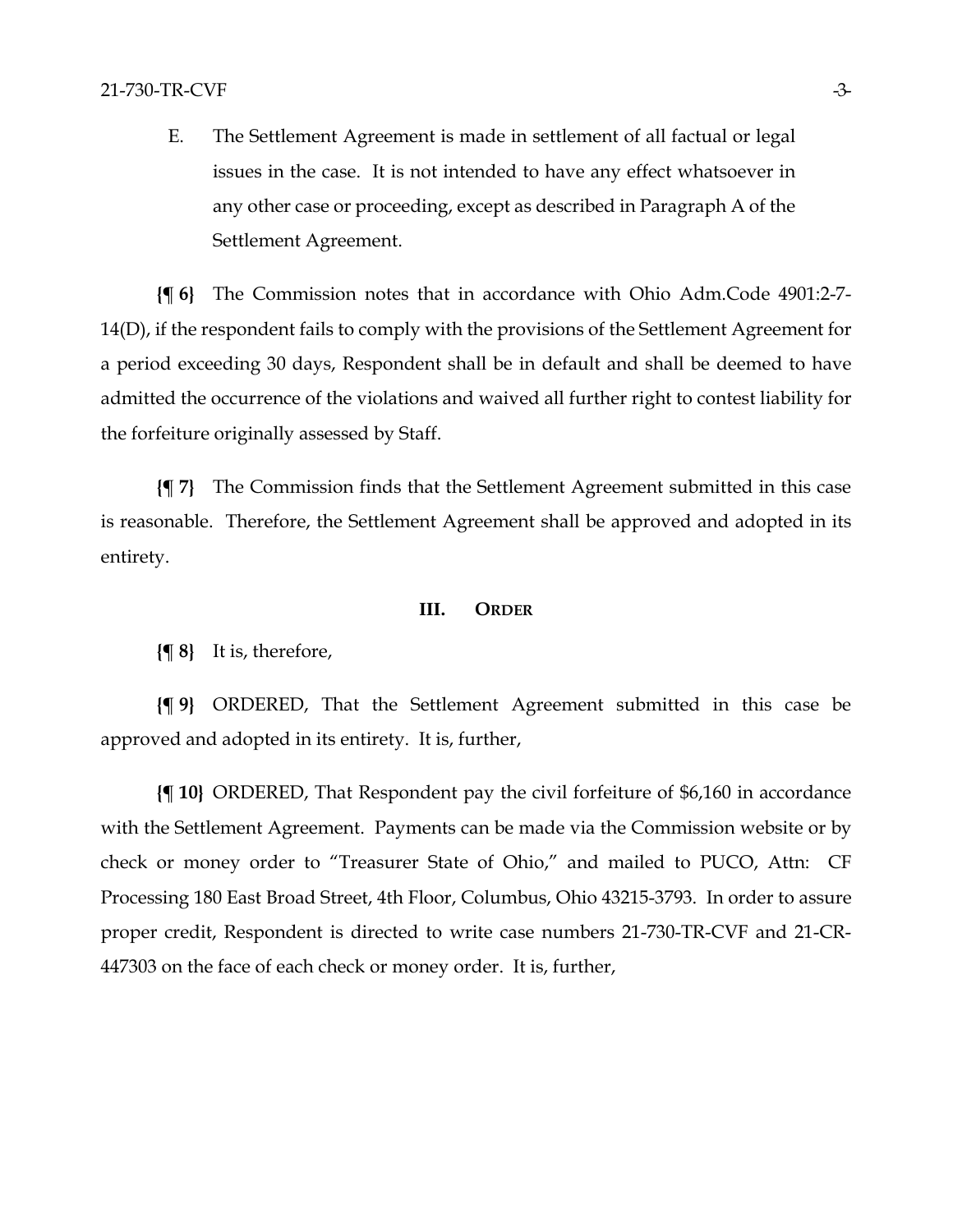E. The Settlement Agreement is made in settlement of all factual or legal issues in the case. It is not intended to have any effect whatsoever in any other case or proceeding, except as described in Paragraph A of the Settlement Agreement.

**{¶ 6}** The Commission notes that in accordance with Ohio Adm.Code 4901:2-7-14(D), if the respondent fails to comply with the provisions of the Settlement Agreement for a period exceeding 30 days, Respondent shall be in default and shall be deemed to have admitted the occurrence of the violations and waived all further right to contest liability for the forfeiture originally assessed by Staff.

**{¶ 7}** The Commission finds that the Settlement Agreement submitted in this case is reasonable. Therefore, the Settlement Agreement shall be approved and adopted in its entirety.

## III. ORDER

**{¶ 8}** It is, therefore,

**{¶ 9}** ORDERED, That the Settlement Agreement submitted in this case be approved and adopted in its entirety. It is, further,

**{¶ 10}** ORDERED, That Respondent pay the civil forfeiture of $6,160 in accordance with the Settlement Agreement. Payments can be made via the Commission website or by check or money order to "Treasurer State of Ohio," and mailed to PUCO, Attn: CF Processing 180 East Broad Street, 4th Floor, Columbus, Ohio 43215-3793. In order to assure proper credit, Respondent is directed to write case numbers 21-730-TR-CVF and 21-CR-447303 on the face of each check or money order. It is, further,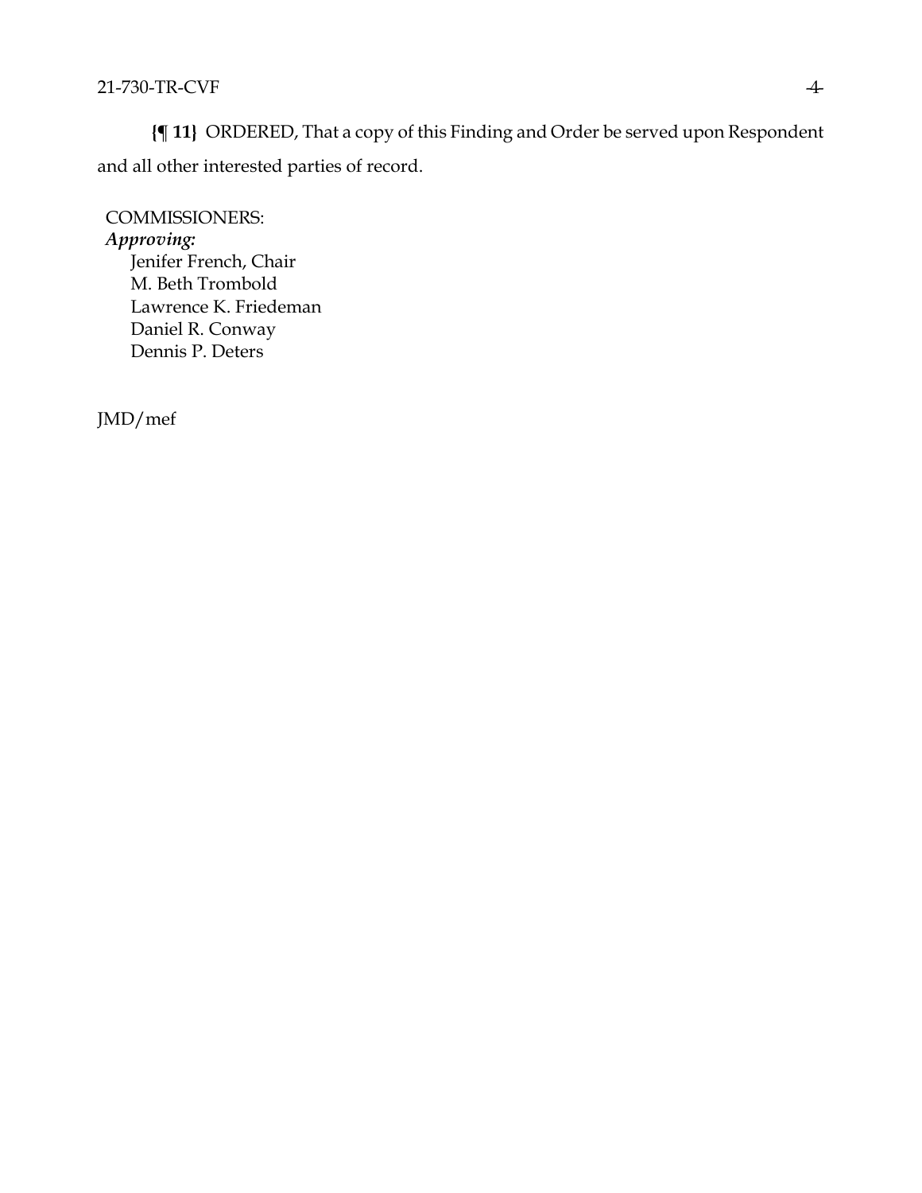**{¶ 11}** ORDERED, That a copy of this Finding and Order be served upon Respondent and all other interested parties of record.

COMMISSIONERS:

***Approving:***

Jenifer French, Chair
M. Beth Trombold
Lawrence K. Friedeman
Daniel R. Conway
Dennis P. Deters

JMD/mef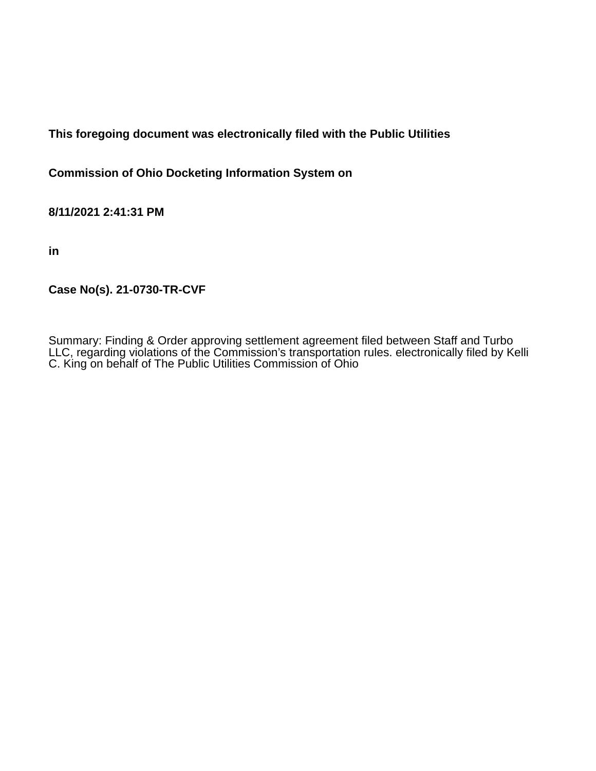**This foregoing document was electronically filed with the Public Utilities**

**Commission of Ohio Docketing Information System on**

**8/11/2021 2:41:31 PM**

**in**

**Case No(s). 21-0730-TR-CVF**

Summary: Finding & Order approving settlement agreement filed between Staff and Turbo LLC, regarding violations of the Commission's transportation rules. electronically filed by Kelli C. King on behalf of The Public Utilities Commission of Ohio